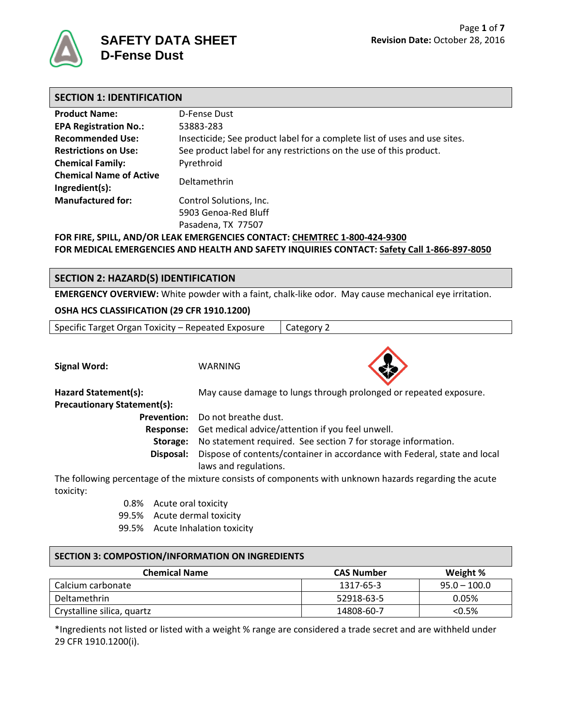# SAFETY DATA SHEET
# D-Fense Dust

**Revision Date:** October 28, 2016

## SECTION 1: IDENTIFICATION

| | |
|---|---|
| **Product Name:** | D-Fense Dust |
| **EPA Registration No.:** | 53883-283 |
| **Recommended Use:** | Insecticide; See product label for a complete list of uses and use sites. |
| **Restrictions on Use:** | See product label for any restrictions on the use of this product. |
| **Chemical Family:** | Pyrethroid |
| **Chemical Name of Active Ingredient(s):** | Deltamethrin |
| **Manufactured for:** | Control Solutions, Inc.<br>5903 Genoa-Red Bluff<br>Pasadena, TX 77507 |

**FOR FIRE, SPILL, AND/OR LEAK EMERGENCIES CONTACT: CHEMTREC 1-800-424-9300**
**FOR MEDICAL EMERGENCIES AND HEALTH AND SAFETY INQUIRIES CONTACT: Safety Call 1-866-897-8050**

## SECTION 2: HAZARD(S) IDENTIFICATION

**EMERGENCY OVERVIEW:** White powder with a faint, chalk-like odor. May cause mechanical eye irritation.

**OSHA HCS CLASSIFICATION (29 CFR 1910.1200)**

| Specific Target Organ Toxicity – Repeated Exposure | Category 2 |
|---|---|

**Signal Word:** WARNING

**Hazard Statement(s):** May cause damage to lungs through prolonged or repeated exposure.

**Precautionary Statement(s):**

- **Prevention:** Do not breathe dust.
- **Response:** Get medical advice/attention if you feel unwell.
- **Storage:** No statement required. See section 7 for storage information.
- **Disposal:** Dispose of contents/container in accordance with Federal, state and local laws and regulations.

The following percentage of the mixture consists of components with unknown hazards regarding the acute toxicity:

- 0.8% Acute oral toxicity
- 99.5% Acute dermal toxicity
- 99.5% Acute Inhalation toxicity

## SECTION 3: COMPOSTION/INFORMATION ON INGREDIENTS

| Chemical Name | CAS Number | Weight % |
|---|---|---|
| Calcium carbonate | 1317-65-3 | 95.0 – 100.0 |
| Deltamethrin | 52918-63-5 | 0.05% |
| Crystalline silica, quartz | 14808-60-7 | <0.5% |

*Ingredients not listed or listed with a weight % range are considered a trade secret and are withheld under 29 CFR 1910.1200(i).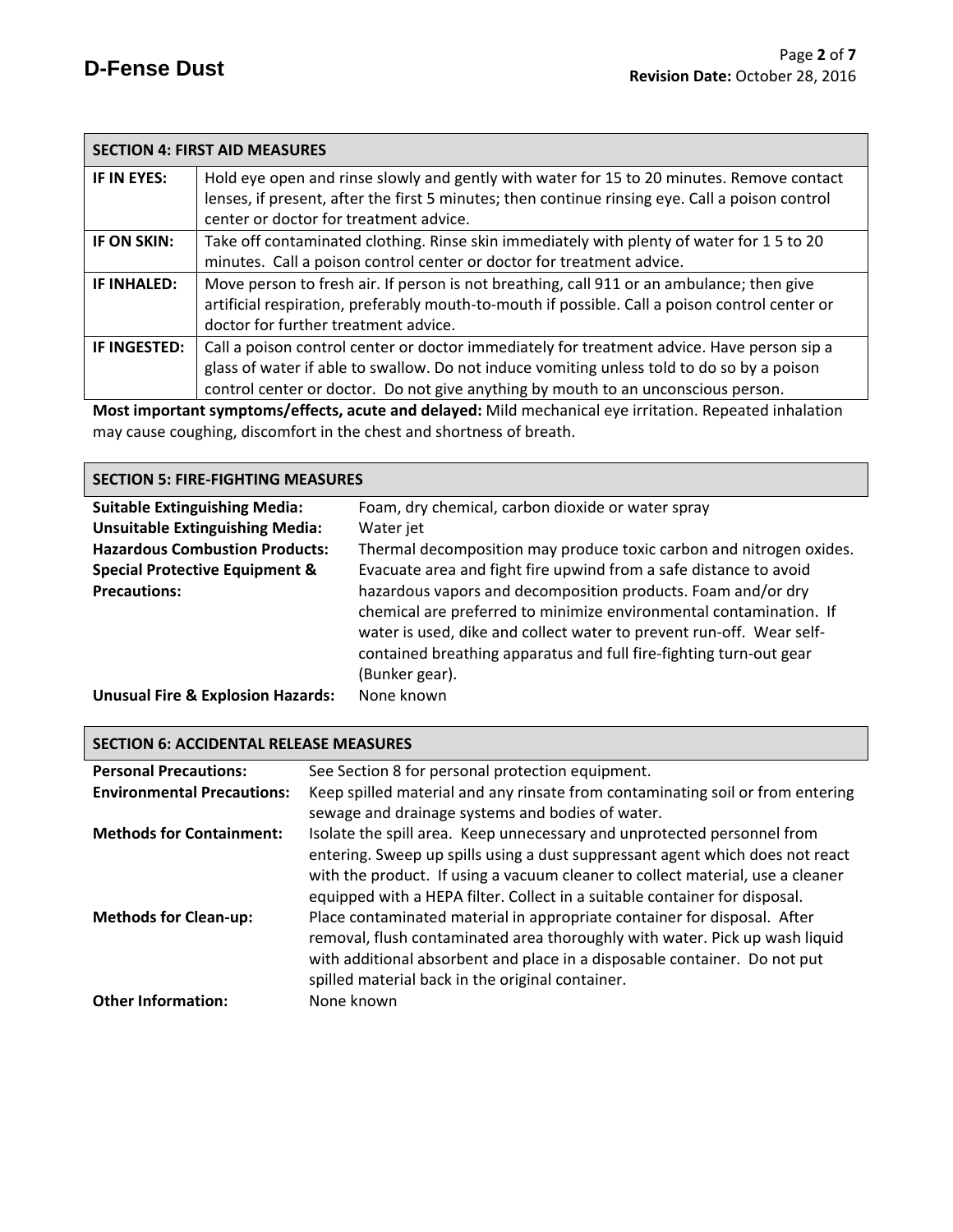## SECTION 4: FIRST AID MEASURES

| | |
|---|---|
| **IF IN EYES:** | Hold eye open and rinse slowly and gently with water for 15 to 20 minutes. Remove contact lenses, if present, after the first 5 minutes; then continue rinsing eye. Call a poison control center or doctor for treatment advice. |
| **IF ON SKIN:** | Take off contaminated clothing. Rinse skin immediately with plenty of water for 1 5 to 20 minutes. Call a poison control center or doctor for treatment advice. |
| **IF INHALED:** | Move person to fresh air. If person is not breathing, call 911 or an ambulance; then give artificial respiration, preferably mouth-to-mouth if possible. Call a poison control center or doctor for further treatment advice. |
| **IF INGESTED:** | Call a poison control center or doctor immediately for treatment advice. Have person sip a glass of water if able to swallow. Do not induce vomiting unless told to do so by a poison control center or doctor. Do not give anything by mouth to an unconscious person. |

**Most important symptoms/effects, acute and delayed:** Mild mechanical eye irritation. Repeated inhalation may cause coughing, discomfort in the chest and shortness of breath.

## SECTION 5: FIRE-FIGHTING MEASURES

**Suitable Extinguishing Media:** Foam, dry chemical, carbon dioxide or water spray

**Unsuitable Extinguishing Media:** Water jet

**Hazardous Combustion Products:** Thermal decomposition may produce toxic carbon and nitrogen oxides.

**Special Protective Equipment & Precautions:** Evacuate area and fight fire upwind from a safe distance to avoid hazardous vapors and decomposition products. Foam and/or dry chemical are preferred to minimize environmental contamination. If water is used, dike and collect water to prevent run-off. Wear self-contained breathing apparatus and full fire-fighting turn-out gear (Bunker gear).

**Unusual Fire & Explosion Hazards:** None known

## SECTION 6: ACCIDENTAL RELEASE MEASURES

**Personal Precautions:** See Section 8 for personal protection equipment.

**Environmental Precautions:** Keep spilled material and any rinsate from contaminating soil or from entering sewage and drainage systems and bodies of water.

**Methods for Containment:** Isolate the spill area. Keep unnecessary and unprotected personnel from entering. Sweep up spills using a dust suppressant agent which does not react with the product. If using a vacuum cleaner to collect material, use a cleaner equipped with a HEPA filter. Collect in a suitable container for disposal.

**Methods for Clean-up:** Place contaminated material in appropriate container for disposal. After removal, flush contaminated area thoroughly with water. Pick up wash liquid with additional absorbent and place in a disposable container. Do not put spilled material back in the original container.

**Other Information:** None known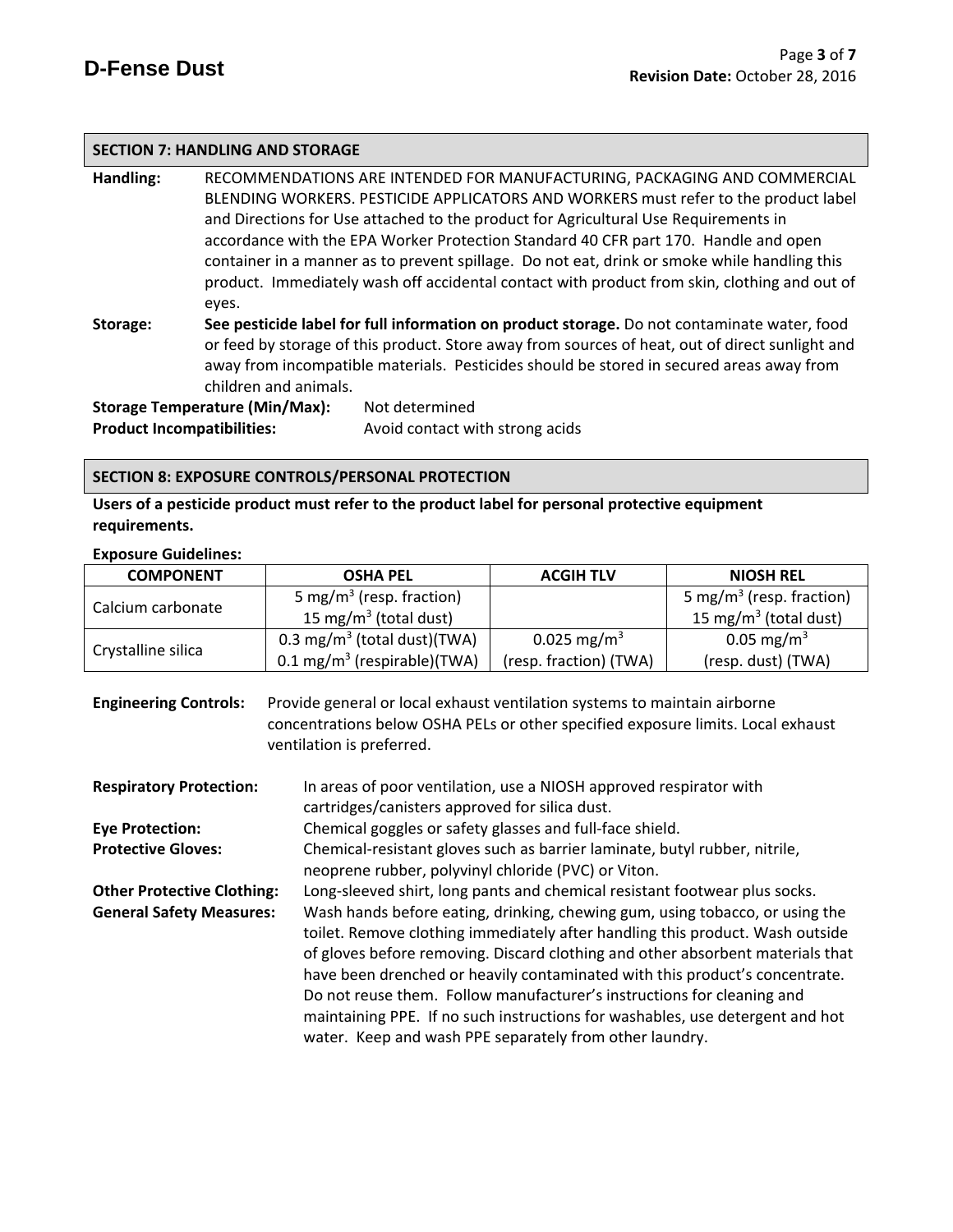## SECTION 7: HANDLING AND STORAGE

**Handling:** RECOMMENDATIONS ARE INTENDED FOR MANUFACTURING, PACKAGING AND COMMERCIAL BLENDING WORKERS. PESTICIDE APPLICATORS AND WORKERS must refer to the product label and Directions for Use attached to the product for Agricultural Use Requirements in accordance with the EPA Worker Protection Standard 40 CFR part 170. Handle and open container in a manner as to prevent spillage. Do not eat, drink or smoke while handling this product. Immediately wash off accidental contact with product from skin, clothing and out of eyes.

**Storage:** **See pesticide label for full information on product storage.** Do not contaminate water, food or feed by storage of this product. Store away from sources of heat, out of direct sunlight and away from incompatible materials. Pesticides should be stored in secured areas away from children and animals.

**Storage Temperature (Min/Max):** Not determined

**Product Incompatibilities:** Avoid contact with strong acids

## SECTION 8: EXPOSURE CONTROLS/PERSONAL PROTECTION

**Users of a pesticide product must refer to the product label for personal protective equipment requirements.**

**Exposure Guidelines:**

| COMPONENT | OSHA PEL | ACGIH TLV | NIOSH REL |
|---|---|---|---|
| Calcium carbonate | 5 mg/m$^3$ (resp. fraction)<br>15 mg/m$^3$ (total dust) | | 5 mg/m$^3$ (resp. fraction)<br>15 mg/m$^3$ (total dust) |
| Crystalline silica | 0.3 mg/m$^3$ (total dust)(TWA)<br>0.1 mg/m$^3$ (respirable)(TWA) | 0.025 mg/m$^3$<br>(resp. fraction) (TWA) | 0.05 mg/m$^3$<br>(resp. dust) (TWA) |

**Engineering Controls:** Provide general or local exhaust ventilation systems to maintain airborne concentrations below OSHA PELs or other specified exposure limits. Local exhaust ventilation is preferred.

**Respiratory Protection:** In areas of poor ventilation, use a NIOSH approved respirator with cartridges/canisters approved for silica dust.

**Eye Protection:** Chemical goggles or safety glasses and full-face shield.

**Protective Gloves:** Chemical-resistant gloves such as barrier laminate, butyl rubber, nitrile, neoprene rubber, polyvinyl chloride (PVC) or Viton.

**Other Protective Clothing:** Long-sleeved shirt, long pants and chemical resistant footwear plus socks.

**General Safety Measures:** Wash hands before eating, drinking, chewing gum, using tobacco, or using the toilet. Remove clothing immediately after handling this product. Wash outside of gloves before removing. Discard clothing and other absorbent materials that have been drenched or heavily contaminated with this product's concentrate. Do not reuse them. Follow manufacturer's instructions for cleaning and maintaining PPE. If no such instructions for washables, use detergent and hot water. Keep and wash PPE separately from other laundry.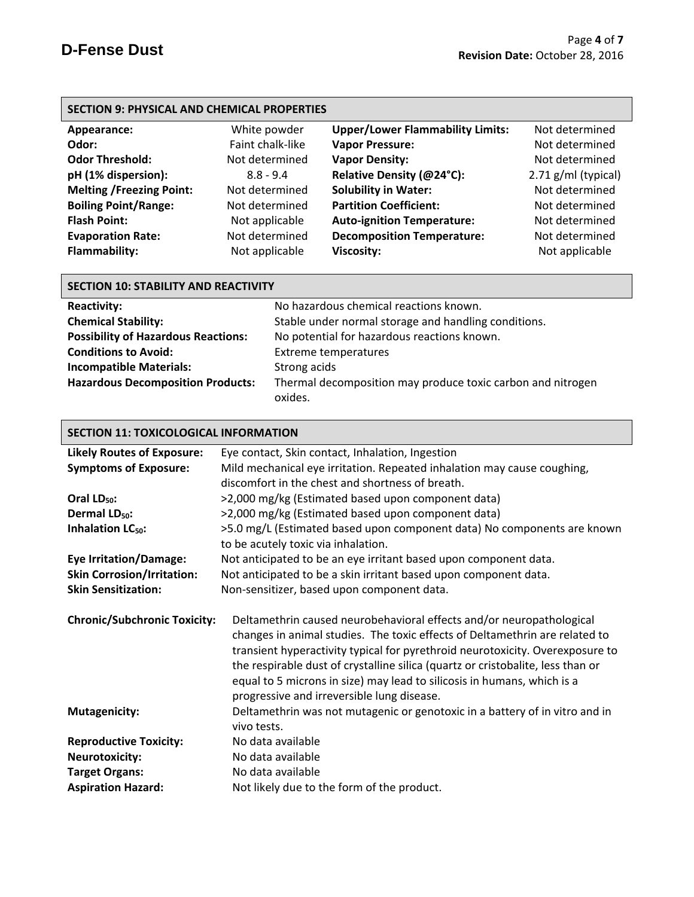## SECTION 9: PHYSICAL AND CHEMICAL PROPERTIES

| Property | Value | Property | Value |
|---|---|---|---|
| **Appearance:** | White powder | **Upper/Lower Flammability Limits:** | Not determined |
| **Odor:** | Faint chalk-like | **Vapor Pressure:** | Not determined |
| **Odor Threshold:** | Not determined | **Vapor Density:** | Not determined |
| **pH (1% dispersion):** | 8.8 - 9.4 | **Relative Density (@24°C):** | 2.71 g/ml (typical) |
| **Melting /Freezing Point:** | Not determined | **Solubility in Water:** | Not determined |
| **Boiling Point/Range:** | Not determined | **Partition Coefficient:** | Not determined |
| **Flash Point:** | Not applicable | **Auto-ignition Temperature:** | Not determined |
| **Evaporation Rate:** | Not determined | **Decomposition Temperature:** | Not determined |
| **Flammability:** | Not applicable | **Viscosity:** | Not applicable |

## SECTION 10: STABILITY AND REACTIVITY

**Reactivity:** No hazardous chemical reactions known.

**Chemical Stability:** Stable under normal storage and handling conditions.

**Possibility of Hazardous Reactions:** No potential for hazardous reactions known.

**Conditions to Avoid:** Extreme temperatures

**Incompatible Materials:** Strong acids

**Hazardous Decomposition Products:** Thermal decomposition may produce toxic carbon and nitrogen oxides.

## SECTION 11: TOXICOLOGICAL INFORMATION

**Likely Routes of Exposure:** Eye contact, Skin contact, Inhalation, Ingestion

**Symptoms of Exposure:** Mild mechanical eye irritation. Repeated inhalation may cause coughing, discomfort in the chest and shortness of breath.

**Oral $LD_{50}$:** >2,000 mg/kg (Estimated based upon component data)

**Dermal $LD_{50}$:** >2,000 mg/kg (Estimated based upon component data)

**Inhalation $LC_{50}$:** >5.0 mg/L (Estimated based upon component data) No components are known to be acutely toxic via inhalation.

**Eye Irritation/Damage:** Not anticipated to be an eye irritant based upon component data.

**Skin Corrosion/Irritation:** Not anticipated to be a skin irritant based upon component data.

**Skin Sensitization:** Non-sensitizer, based upon component data.

**Chronic/Subchronic Toxicity:** Deltamethrin caused neurobehavioral effects and/or neuropathological changes in animal studies. The toxic effects of Deltamethrin are related to transient hyperactivity typical for pyrethroid neurotoxicity. Overexposure to the respirable dust of crystalline silica (quartz or cristobalite, less than or equal to 5 microns in size) may lead to silicosis in humans, which is a progressive and irreversible lung disease.

**Mutagenicity:** Deltamethrin was not mutagenic or genotoxic in a battery of in vitro and in vivo tests.

**Reproductive Toxicity:** No data available

**Neurotoxicity:** No data available

**Target Organs:** No data available

**Aspiration Hazard:** Not likely due to the form of the product.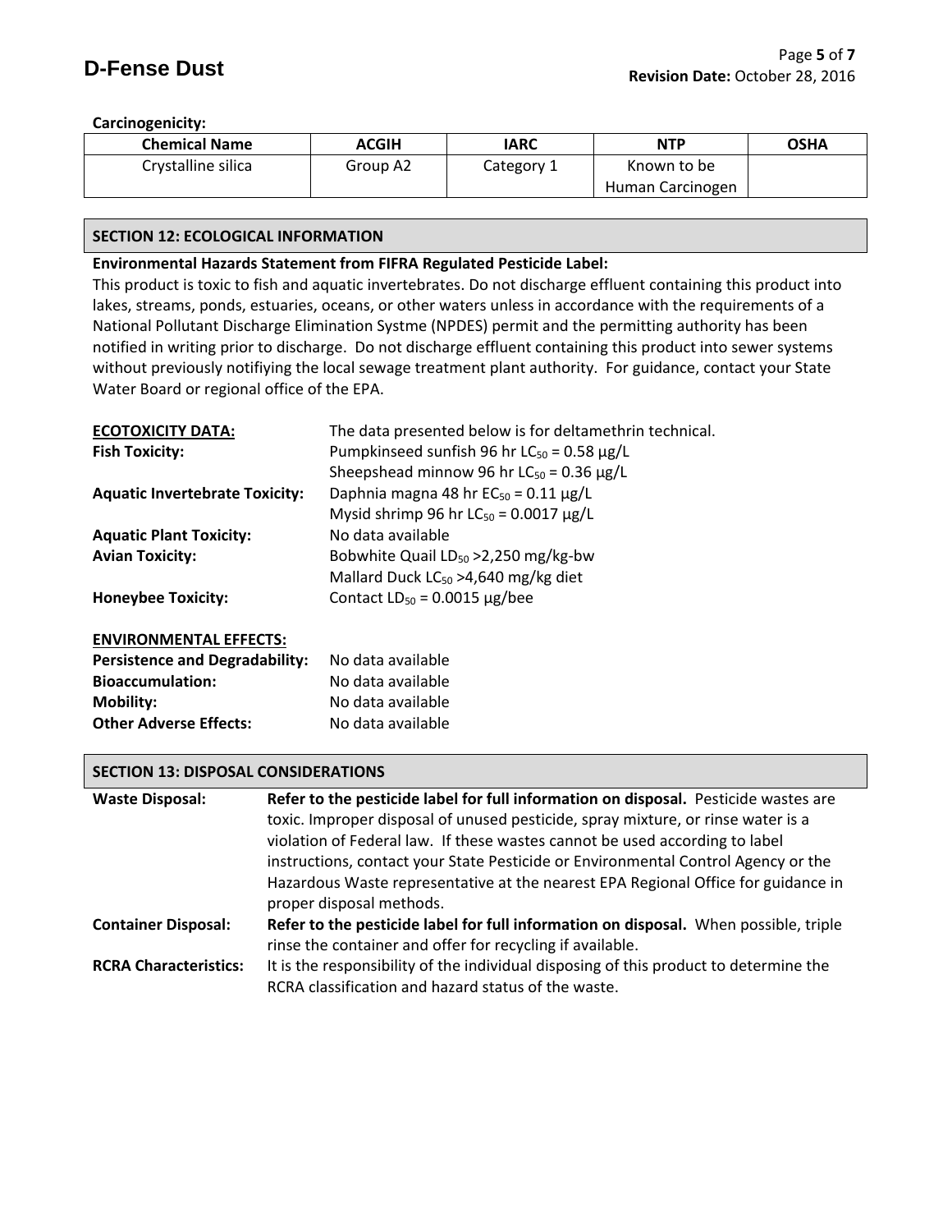**Carcinogenicity:**

| Chemical Name | ACGIH | IARC | NTP | OSHA |
|---|---|---|---|---|
| Crystalline silica | Group A2 | Category 1 | Known to be Human Carcinogen | |

## SECTION 12: ECOLOGICAL INFORMATION

**Environmental Hazards Statement from FIFRA Regulated Pesticide Label:**

This product is toxic to fish and aquatic invertebrates. Do not discharge effluent containing this product into lakes, streams, ponds, estuaries, oceans, or other waters unless in accordance with the requirements of a National Pollutant Discharge Elimination Systme (NPDES) permit and the permitting authority has been notified in writing prior to discharge. Do not discharge effluent containing this product into sewer systems without previously notifiying the local sewage treatment plant authority. For guidance, contact your State Water Board or regional office of the EPA.

**ECOTOXICITY DATA:** The data presented below is for deltamethrin technical.

**Fish Toxicity:** Pumpkinseed sunfish 96 hr $LC_{50}$ = 0.58 µg/L
Sheepshead minnow 96 hr $LC_{50}$ = 0.36 µg/L

**Aquatic Invertebrate Toxicity:** Daphnia magna 48 hr $EC_{50}$ = 0.11 µg/L
Mysid shrimp 96 hr $LC_{50}$ = 0.0017 µg/L

**Aquatic Plant Toxicity:** No data available

**Avian Toxicity:** Bobwhite Quail $LD_{50}$ >2,250 mg/kg-bw
Mallard Duck $LC_{50}$ >4,640 mg/kg diet

**Honeybee Toxicity:** Contact $LD_{50}$ = 0.0015 µg/bee

**ENVIRONMENTAL EFFECTS:**

**Persistence and Degradability:** No data available

**Bioaccumulation:** No data available

**Mobility:** No data available

**Other Adverse Effects:** No data available

## SECTION 13: DISPOSAL CONSIDERATIONS

**Waste Disposal:** **Refer to the pesticide label for full information on disposal.** Pesticide wastes are toxic. Improper disposal of unused pesticide, spray mixture, or rinse water is a violation of Federal law. If these wastes cannot be used according to label instructions, contact your State Pesticide or Environmental Control Agency or the Hazardous Waste representative at the nearest EPA Regional Office for guidance in proper disposal methods.

**Container Disposal:** **Refer to the pesticide label for full information on disposal.** When possible, triple rinse the container and offer for recycling if available.

**RCRA Characteristics:** It is the responsibility of the individual disposing of this product to determine the RCRA classification and hazard status of the waste.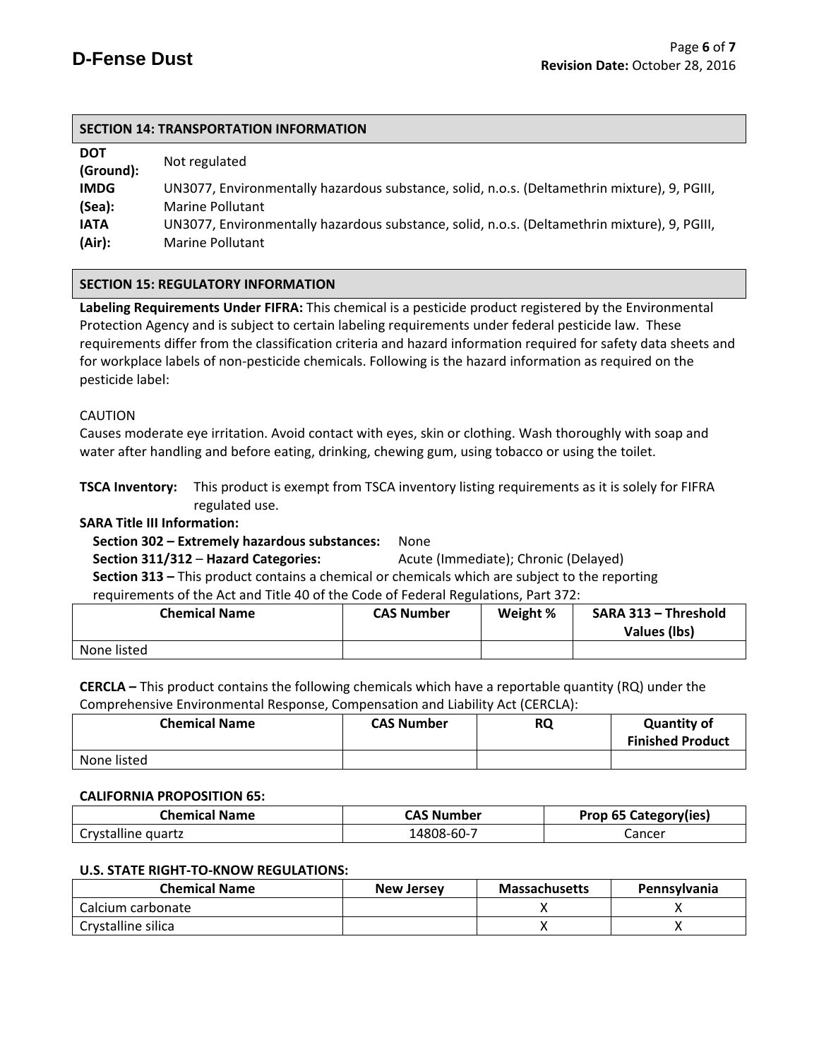## SECTION 14: TRANSPORTATION INFORMATION

**DOT (Ground):** Not regulated

**IMDG (Sea):** UN3077, Environmentally hazardous substance, solid, n.o.s. (Deltamethrin mixture), 9, PGIII, Marine Pollutant

**IATA (Air):** UN3077, Environmentally hazardous substance, solid, n.o.s. (Deltamethrin mixture), 9, PGIII, Marine Pollutant

## SECTION 15: REGULATORY INFORMATION

**Labeling Requirements Under FIFRA:** This chemical is a pesticide product registered by the Environmental Protection Agency and is subject to certain labeling requirements under federal pesticide law. These requirements differ from the classification criteria and hazard information required for safety data sheets and for workplace labels of non-pesticide chemicals. Following is the hazard information as required on the pesticide label:

CAUTION

Causes moderate eye irritation. Avoid contact with eyes, skin or clothing. Wash thoroughly with soap and water after handling and before eating, drinking, chewing gum, using tobacco or using the toilet.

**TSCA Inventory:** This product is exempt from TSCA inventory listing requirements as it is solely for FIFRA regulated use.

**SARA Title III Information:**

**Section 302 – Extremely hazardous substances:** None

**Section 311/312 – Hazard Categories:** Acute (Immediate); Chronic (Delayed)

**Section 313 –** This product contains a chemical or chemicals which are subject to the reporting requirements of the Act and Title 40 of the Code of Federal Regulations, Part 372:

| Chemical Name | CAS Number | Weight % | SARA 313 – Threshold Values (lbs) |
|---|---|---|---|
| None listed | | | |

**CERCLA –** This product contains the following chemicals which have a reportable quantity (RQ) under the Comprehensive Environmental Response, Compensation and Liability Act (CERCLA):

| Chemical Name | CAS Number | RQ | Quantity of Finished Product |
|---|---|---|---|
| None listed | | | |

**CALIFORNIA PROPOSITION 65:**

| Chemical Name | CAS Number | Prop 65 Category(ies) |
|---|---|---|
| Crystalline quartz | 14808-60-7 | Cancer |

**U.S. STATE RIGHT-TO-KNOW REGULATIONS:**

| Chemical Name | New Jersey | Massachusetts | Pennsylvania |
|---|---|---|---|
| Calcium carbonate | | X | X |
| Crystalline silica | | X | X |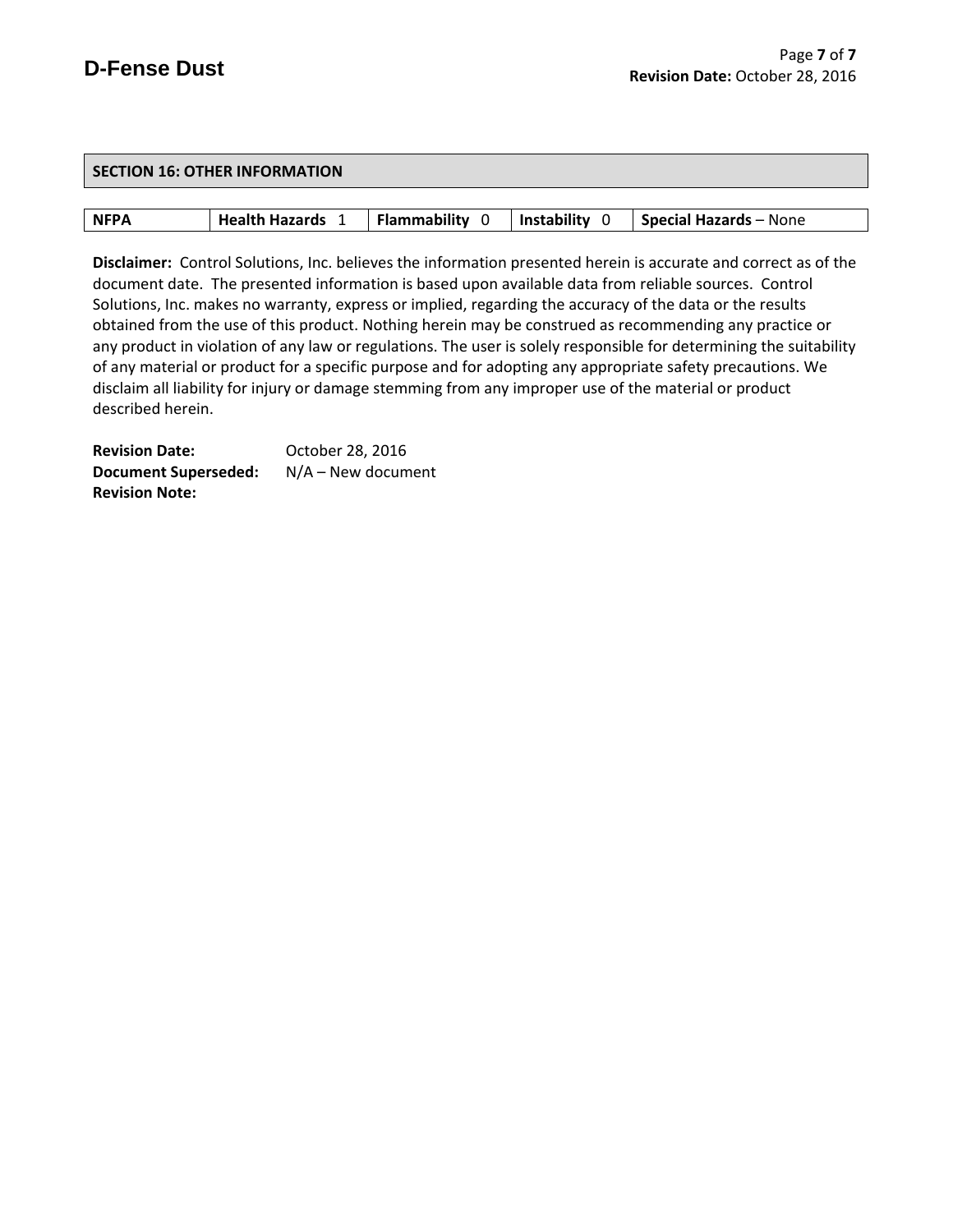## SECTION 16: OTHER INFORMATION

| | | | | |
|---|---|---|---|---|
| **NFPA** | **Health Hazards** 1 | **Flammability** 0 | **Instability** 0 | **Special Hazards** – None |

**Disclaimer:** Control Solutions, Inc. believes the information presented herein is accurate and correct as of the document date. The presented information is based upon available data from reliable sources. Control Solutions, Inc. makes no warranty, express or implied, regarding the accuracy of the data or the results obtained from the use of this product. Nothing herein may be construed as recommending any practice or any product in violation of any law or regulations. The user is solely responsible for determining the suitability of any material or product for a specific purpose and for adopting any appropriate safety precautions. We disclaim all liability for injury or damage stemming from any improper use of the material or product described herein.

**Revision Date:** October 28, 2016
**Document Superseded:** N/A – New document
**Revision Note:**